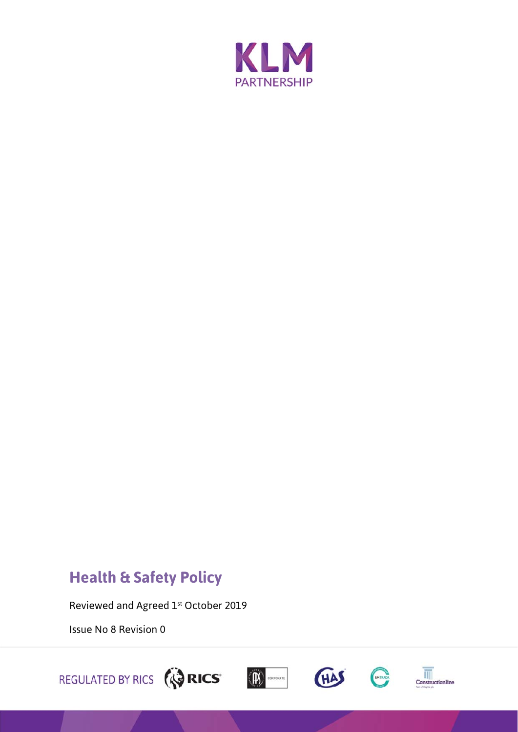KLM
PARTNERSHIP

# Health & Safety Policy

Reviewed and Agreed 1st October 2019

Issue No 8 Revision 0

REGULATED BY RICS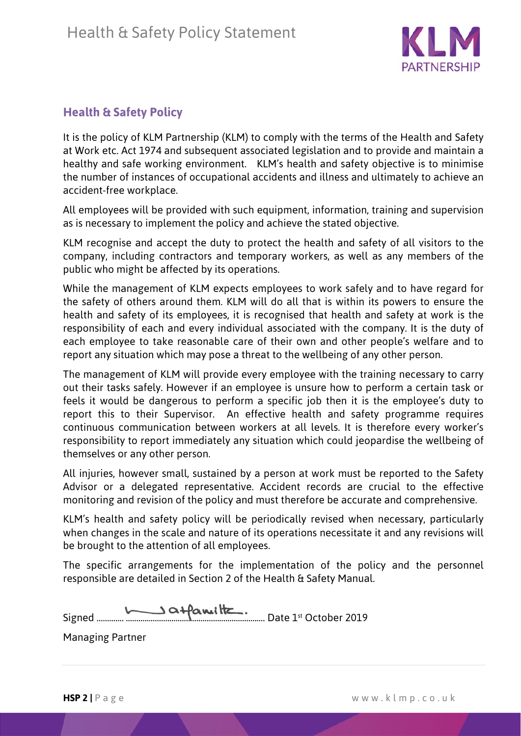## Health & Safety Policy

It is the policy of KLM Partnership (KLM) to comply with the terms of the Health and Safety at Work etc. Act 1974 and subsequent associated legislation and to provide and maintain a healthy and safe working environment. KLM's health and safety objective is to minimise the number of instances of occupational accidents and illness and ultimately to achieve an accident-free workplace.

All employees will be provided with such equipment, information, training and supervision as is necessary to implement the policy and achieve the stated objective.

KLM recognise and accept the duty to protect the health and safety of all visitors to the company, including contractors and temporary workers, as well as any members of the public who might be affected by its operations.

While the management of KLM expects employees to work safely and to have regard for the safety of others around them. KLM will do all that is within its powers to ensure the health and safety of its employees, it is recognised that health and safety at work is the responsibility of each and every individual associated with the company. It is the duty of each employee to take reasonable care of their own and other people's welfare and to report any situation which may pose a threat to the wellbeing of any other person.

The management of KLM will provide every employee with the training necessary to carry out their tasks safely. However if an employee is unsure how to perform a certain task or feels it would be dangerous to perform a specific job then it is the employee's duty to report this to their Supervisor. An effective health and safety programme requires continuous communication between workers at all levels. It is therefore every worker's responsibility to report immediately any situation which could jeopardise the wellbeing of themselves or any other person.

All injuries, however small, sustained by a person at work must be reported to the Safety Advisor or a delegated representative. Accident records are crucial to the effective monitoring and revision of the policy and must therefore be accurate and comprehensive.

KLM's health and safety policy will be periodically revised when necessary, particularly when changes in the scale and nature of its operations necessitate it and any revisions will be brought to the attention of all employees.

The specific arrangements for the implementation of the policy and the personnel responsible are detailed in Section 2 of the Health & Safety Manual.

Signed ............................................................................ Date 1st October 2019

Managing Partner